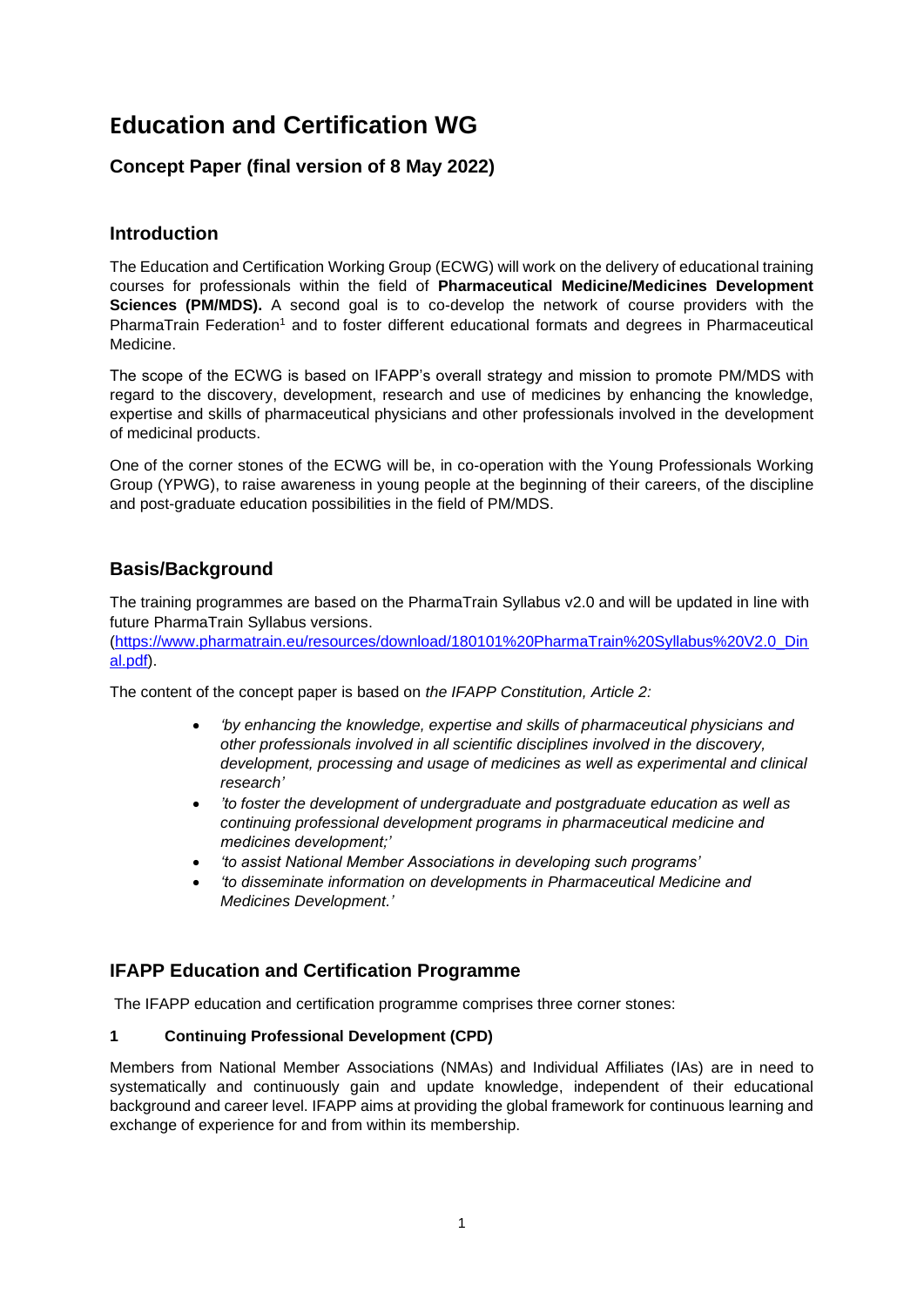# Education and Certification WG

## Concept Paper (final version of 8 May 2022)

## Introduction

The Education and Certification Working Group (ECWG) will work on the delivery of educational training courses for professionals within the field of **Pharmaceutical Medicine/Medicines Development Sciences (PM/MDS).** A second goal is to co-develop the network of course providers with the PharmaTrain Federation[1] and to foster different educational formats and degrees in Pharmaceutical Medicine.

The scope of the ECWG is based on IFAPP's overall strategy and mission to promote PM/MDS with regard to the discovery, development, research and use of medicines by enhancing the knowledge, expertise and skills of pharmaceutical physicians and other professionals involved in the development of medicinal products.

One of the corner stones of the ECWG will be, in co-operation with the Young Professionals Working Group (YPWG), to raise awareness in young people at the beginning of their careers, of the discipline and post-graduate education possibilities in the field of PM/MDS.

## Basis/Background

The training programmes are based on the PharmaTrain Syllabus v2.0 and will be updated in line with future PharmaTrain Syllabus versions. ([https://www.pharmatrain.eu/resources/download/180101%20PharmaTrain%20Syllabus%20V2.0_Dinal.pdf](https://www.pharmatrain.eu/resources/download/180101%20PharmaTrain%20Syllabus%20V2.0_Dinal.pdf)).

The content of the concept paper is based on *the IFAPP Constitution, Article 2:*

- *'by enhancing the knowledge, expertise and skills of pharmaceutical physicians and other professionals involved in all scientific disciplines involved in the discovery, development, processing and usage of medicines as well as experimental and clinical research'*
- *'to foster the development of undergraduate and postgraduate education as well as continuing professional development programs in pharmaceutical medicine and medicines development;'*
- *'to assist National Member Associations in developing such programs'*
- *'to disseminate information on developments in Pharmaceutical Medicine and Medicines Development.'*

## IFAPP Education and Certification Programme

The IFAPP education and certification programme comprises three corner stones:

### 1 Continuing Professional Development (CPD)

Members from National Member Associations (NMAs) and Individual Affiliates (IAs) are in need to systematically and continuously gain and update knowledge, independent of their educational background and career level. IFAPP aims at providing the global framework for continuous learning and exchange of experience for and from within its membership.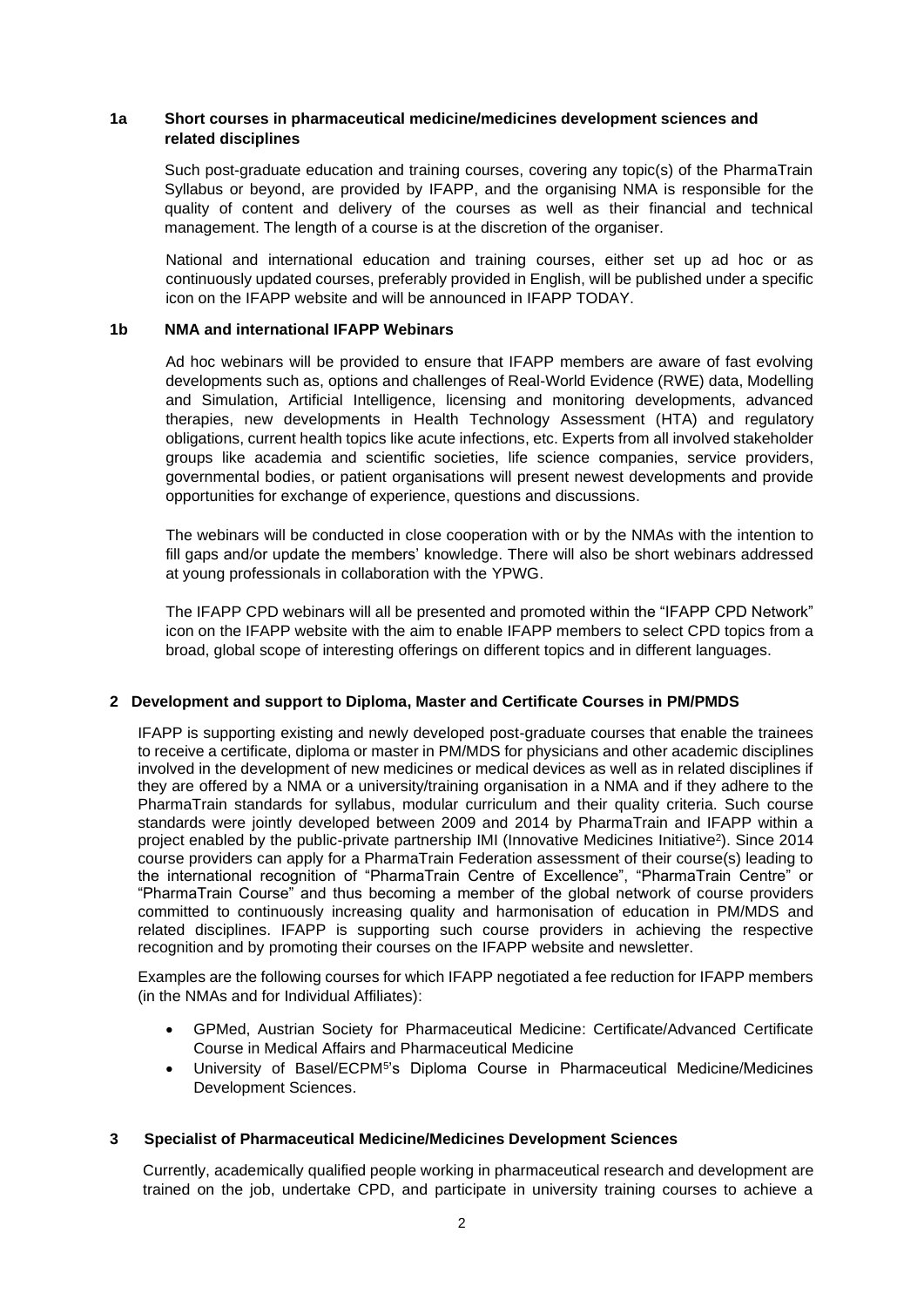### 1a Short courses in pharmaceutical medicine/medicines development sciences and related disciplines

Such post-graduate education and training courses, covering any topic(s) of the PharmaTrain Syllabus or beyond, are provided by IFAPP, and the organising NMA is responsible for the quality of content and delivery of the courses as well as their financial and technical management. The length of a course is at the discretion of the organiser.

National and international education and training courses, either set up ad hoc or as continuously updated courses, preferably provided in English, will be published under a specific icon on the IFAPP website and will be announced in IFAPP TODAY.

### 1b NMA and international IFAPP Webinars

Ad hoc webinars will be provided to ensure that IFAPP members are aware of fast evolving developments such as, options and challenges of Real-World Evidence (RWE) data, Modelling and Simulation, Artificial Intelligence, licensing and monitoring developments, advanced therapies, new developments in Health Technology Assessment (HTA) and regulatory obligations, current health topics like acute infections, etc. Experts from all involved stakeholder groups like academia and scientific societies, life science companies, service providers, governmental bodies, or patient organisations will present newest developments and provide opportunities for exchange of experience, questions and discussions.

The webinars will be conducted in close cooperation with or by the NMAs with the intention to fill gaps and/or update the members' knowledge. There will also be short webinars addressed at young professionals in collaboration with the YPWG.

The IFAPP CPD webinars will all be presented and promoted within the "IFAPP CPD Network" icon on the IFAPP website with the aim to enable IFAPP members to select CPD topics from a broad, global scope of interesting offerings on different topics and in different languages.

## 2 Development and support to Diploma, Master and Certificate Courses in PM/PMDS

IFAPP is supporting existing and newly developed post-graduate courses that enable the trainees to receive a certificate, diploma or master in PM/MDS for physicians and other academic disciplines involved in the development of new medicines or medical devices as well as in related disciplines if they are offered by a NMA or a university/training organisation in a NMA and if they adhere to the PharmaTrain standards for syllabus, modular curriculum and their quality criteria. Such course standards were jointly developed between 2009 and 2014 by PharmaTrain and IFAPP within a project enabled by the public-private partnership IMI (Innovative Medicines Initiative[2]). Since 2014 course providers can apply for a PharmaTrain Federation assessment of their course(s) leading to the international recognition of "PharmaTrain Centre of Excellence", "PharmaTrain Centre" or "PharmaTrain Course" and thus becoming a member of the global network of course providers committed to continuously increasing quality and harmonisation of education in PM/MDS and related disciplines. IFAPP is supporting such course providers in achieving the respective recognition and by promoting their courses on the IFAPP website and newsletter.

Examples are the following courses for which IFAPP negotiated a fee reduction for IFAPP members (in the NMAs and for Individual Affiliates):

- GPMed, Austrian Society for Pharmaceutical Medicine: Certificate/Advanced Certificate Course in Medical Affairs and Pharmaceutical Medicine
- University of Basel/ECPM[5]'s Diploma Course in Pharmaceutical Medicine/Medicines Development Sciences.

## 3 Specialist of Pharmaceutical Medicine/Medicines Development Sciences

Currently, academically qualified people working in pharmaceutical research and development are trained on the job, undertake CPD, and participate in university training courses to achieve a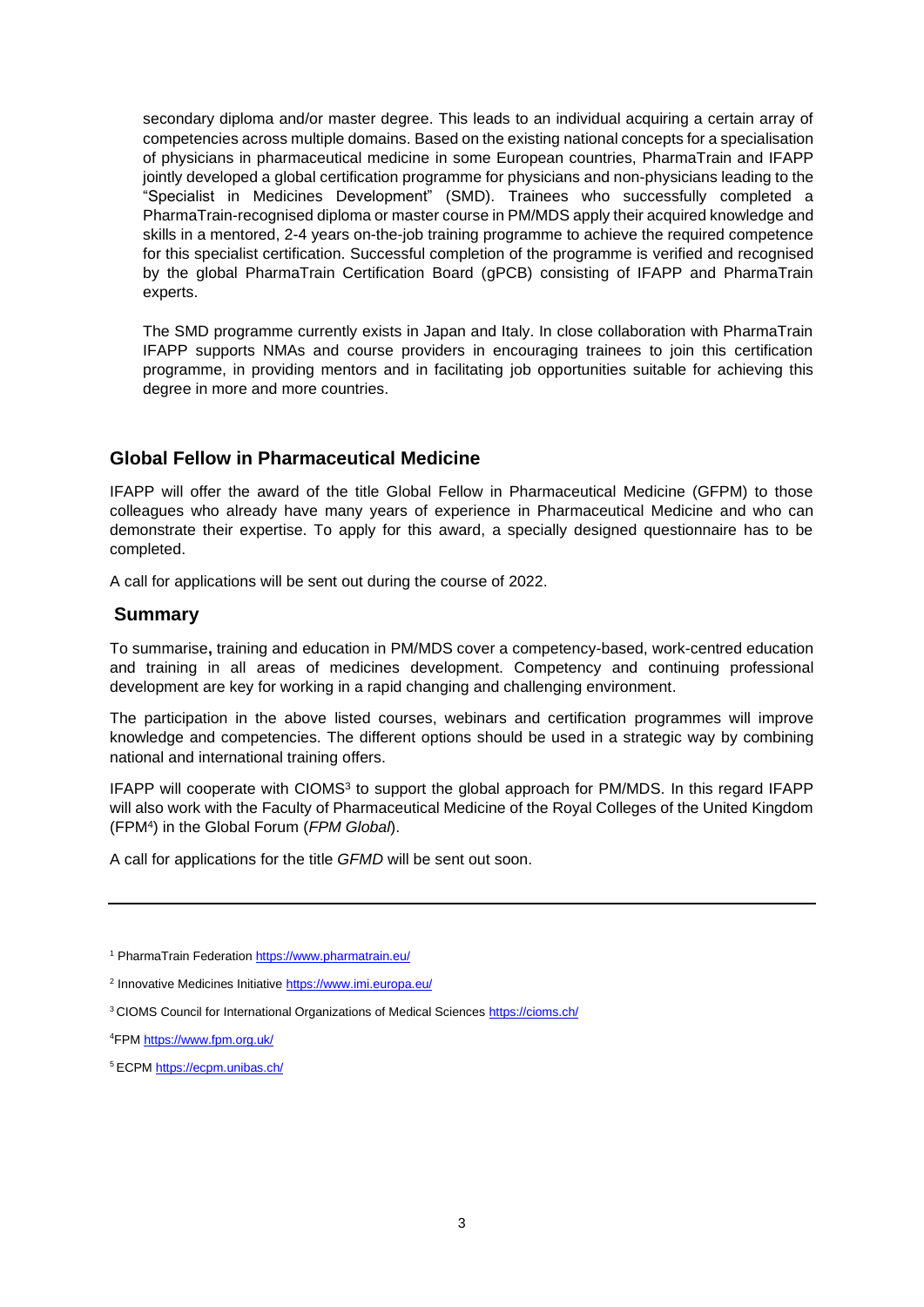secondary diploma and/or master degree. This leads to an individual acquiring a certain array of competencies across multiple domains. Based on the existing national concepts for a specialisation of physicians in pharmaceutical medicine in some European countries, PharmaTrain and IFAPP jointly developed a global certification programme for physicians and non-physicians leading to the "Specialist in Medicines Development" (SMD). Trainees who successfully completed a PharmaTrain-recognised diploma or master course in PM/MDS apply their acquired knowledge and skills in a mentored, 2-4 years on-the-job training programme to achieve the required competence for this specialist certification. Successful completion of the programme is verified and recognised by the global PharmaTrain Certification Board (gPCB) consisting of IFAPP and PharmaTrain experts.

The SMD programme currently exists in Japan and Italy. In close collaboration with PharmaTrain IFAPP supports NMAs and course providers in encouraging trainees to join this certification programme, in providing mentors and in facilitating job opportunities suitable for achieving this degree in more and more countries.

## Global Fellow in Pharmaceutical Medicine

IFAPP will offer the award of the title Global Fellow in Pharmaceutical Medicine (GFPM) to those colleagues who already have many years of experience in Pharmaceutical Medicine and who can demonstrate their expertise. To apply for this award, a specially designed questionnaire has to be completed.

A call for applications will be sent out during the course of 2022.

## Summary

To summarise**,** training and education in PM/MDS cover a competency-based, work-centred education and training in all areas of medicines development. Competency and continuing professional development are key for working in a rapid changing and challenging environment.

The participation in the above listed courses, webinars and certification programmes will improve knowledge and competencies. The different options should be used in a strategic way by combining national and international training offers.

IFAPP will cooperate with CIOMS[3] to support the global approach for PM/MDS. In this regard IFAPP will also work with the Faculty of Pharmaceutical Medicine of the Royal Colleges of the United Kingdom (FPM[4]) in the Global Forum (*FPM Global*).

A call for applications for the title *GFMD* will be sent out soon.

---

[1] PharmaTrain Federation https://www.pharmatrain.eu/

[2] Innovative Medicines Initiative https://www.imi.europa.eu/

[3] CIOMS Council for International Organizations of Medical Sciences https://cioms.ch/

[4] FPM https://www.fpm.org.uk/

[5] ECPM https://ecpm.unibas.ch/